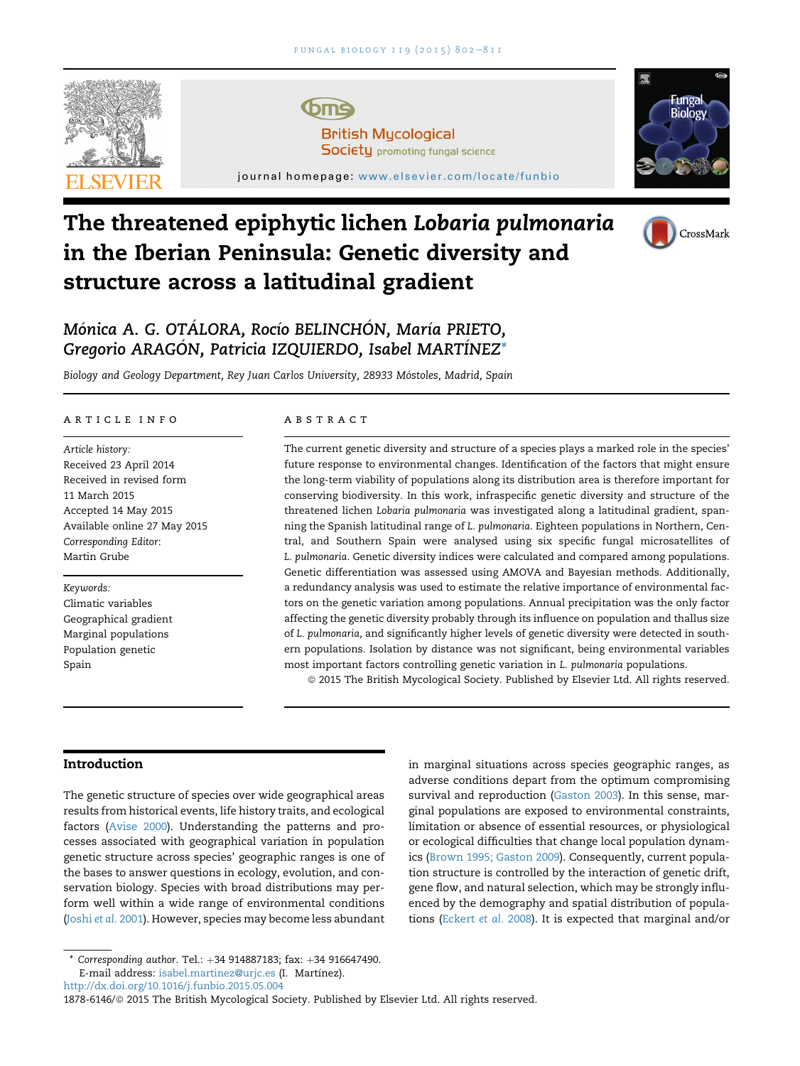# The threatened epiphytic lichen *Lobaria pulmonaria* in the Iberian Peninsula: Genetic diversity and structure across a latitudinal gradient

*Mónica A. G. OTÁLORA, Rocío BELINCHÓN, María PRIETO, Gregorio ARAGÓN, Patricia IZQUIERDO, Isabel MARTÍNEZ**

*Biology and Geology Department, Rey Juan Carlos University, 28933 Móstoles, Madrid, Spain*

## ARTICLE INFO

*Article history:*
Received 23 April 2014
Received in revised form
11 March 2015
Accepted 14 May 2015
Available online 27 May 2015
*Corresponding Editor:*
Martin Grube

*Keywords:*
Climatic variables
Geographical gradient
Marginal populations
Population genetic
Spain

## ABSTRACT

The current genetic diversity and structure of a species plays a marked role in the species' future response to environmental changes. Identification of the factors that might ensure the long-term viability of populations along its distribution area is therefore important for conserving biodiversity. In this work, infraspecific genetic diversity and structure of the threatened lichen *Lobaria pulmonaria* was investigated along a latitudinal gradient, spanning the Spanish latitudinal range of *L. pulmonaria*. Eighteen populations in Northern, Central, and Southern Spain were analysed using six specific fungal microsatellites of *L. pulmonaria*. Genetic diversity indices were calculated and compared among populations. Genetic differentiation was assessed using AMOVA and Bayesian methods. Additionally, a redundancy analysis was used to estimate the relative importance of environmental factors on the genetic variation among populations. Annual precipitation was the only factor affecting the genetic diversity probably through its influence on population and thallus size of *L. pulmonaria*, and significantly higher levels of genetic diversity were detected in southern populations. Isolation by distance was not significant, being environmental variables most important factors controlling genetic variation in *L. pulmonaria* populations.

© 2015 The British Mycological Society. Published by Elsevier Ltd. All rights reserved.

## Introduction

The genetic structure of species over wide geographical areas results from historical events, life history traits, and ecological factors (Avise 2000). Understanding the patterns and processes associated with geographical variation in population genetic structure across species' geographic ranges is one of the bases to answer questions in ecology, evolution, and conservation biology. Species with broad distributions may perform well within a wide range of environmental conditions (Joshi *et al.* 2001). However, species may become less abundant in marginal situations across species geographic ranges, as adverse conditions depart from the optimum compromising survival and reproduction (Gaston 2003). In this sense, marginal populations are exposed to environmental constraints, limitation or absence of essential resources, or physiological or ecological difficulties that change local population dynamics (Brown 1995; Gaston 2009). Consequently, current population structure is controlled by the interaction of genetic drift, gene flow, and natural selection, which may be strongly influenced by the demography and spatial distribution of populations (Eckert *et al.* 2008). It is expected that marginal and/or

---

\* Corresponding author. Tel.: +34 914887183; fax: +34 916647490.
E-mail address: isabel.martinez@urjc.es (I. Martínez).
http://dx.doi.org/10.1016/j.funbio.2015.05.004
1878-6146/© 2015 The British Mycological Society. Published by Elsevier Ltd. All rights reserved.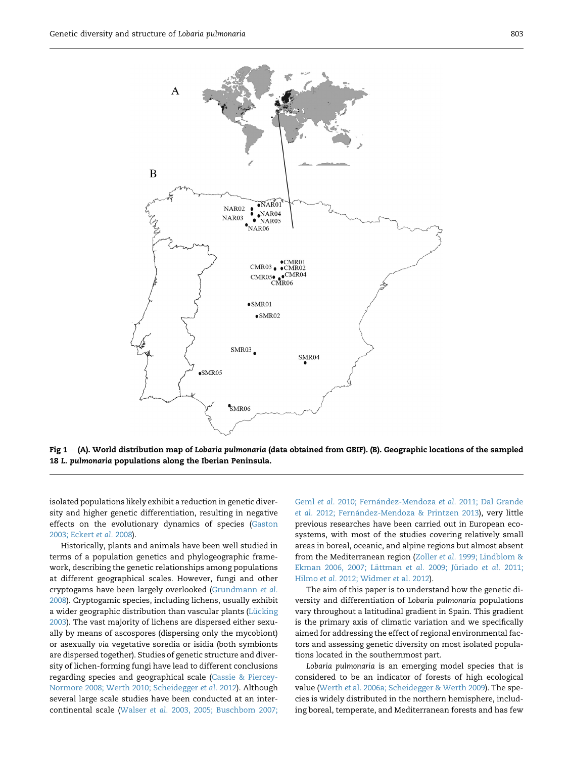Fig 1 – (A). World distribution map of *Lobaria pulmonaria* (data obtained from GBIF). (B). Geographic locations of the sampled 18 *L. pulmonaria* populations along the Iberian Peninsula.

isolated populations likely exhibit a reduction in genetic diversity and higher genetic differentiation, resulting in negative effects on the evolutionary dynamics of species (Gaston 2003; Eckert *et al.* 2008).

Historically, plants and animals have been well studied in terms of a population genetics and phylogeographic framework, describing the genetic relationships among populations at different geographical scales. However, fungi and other cryptogams have been largely overlooked (Grundmann *et al.* 2008). Cryptogamic species, including lichens, usually exhibit a wider geographic distribution than vascular plants (Lücking 2003). The vast majority of lichens are dispersed either sexually by means of ascospores (dispersing only the mycobiont) or asexually *via* vegetative soredia or isidia (both symbionts are dispersed together). Studies of genetic structure and diversity of lichen-forming fungi have lead to different conclusions regarding species and geographical scale (Cassie & Piercey-Normore 2008; Werth 2010; Scheidegger *et al.* 2012). Although several large scale studies have been conducted at an intercontinental scale (Walser *et al.* 2003, 2005; Buschbom 2007; Geml *et al.* 2010; Fernández-Mendoza *et al.* 2011; Dal Grande *et al.* 2012; Fernández-Mendoza & Printzen 2013), very little previous researches have been carried out in European ecosystems, with most of the studies covering relatively small areas in boreal, oceanic, and alpine regions but almost absent from the Mediterranean region (Zoller *et al.* 1999; Lindblom & Ekman 2006, 2007; Lättman *et al.* 2009; Jüriado *et al.* 2011; Hilmo *et al.* 2012; Widmer *et al.* 2012).

The aim of this paper is to understand how the genetic diversity and differentiation of *Lobaria pulmonaria* populations vary throughout a latitudinal gradient in Spain. This gradient is the primary axis of climatic variation and we specifically aimed for addressing the effect of regional environmental factors and assessing genetic diversity on most isolated populations located in the southernmost part.

*Lobaria pulmonaria* is an emerging model species that is considered to be an indicator of forests of high ecological value (Werth *et al.* 2006a; Scheidegger & Werth 2009). The species is widely distributed in the northern hemisphere, including boreal, temperate, and Mediterranean forests and has few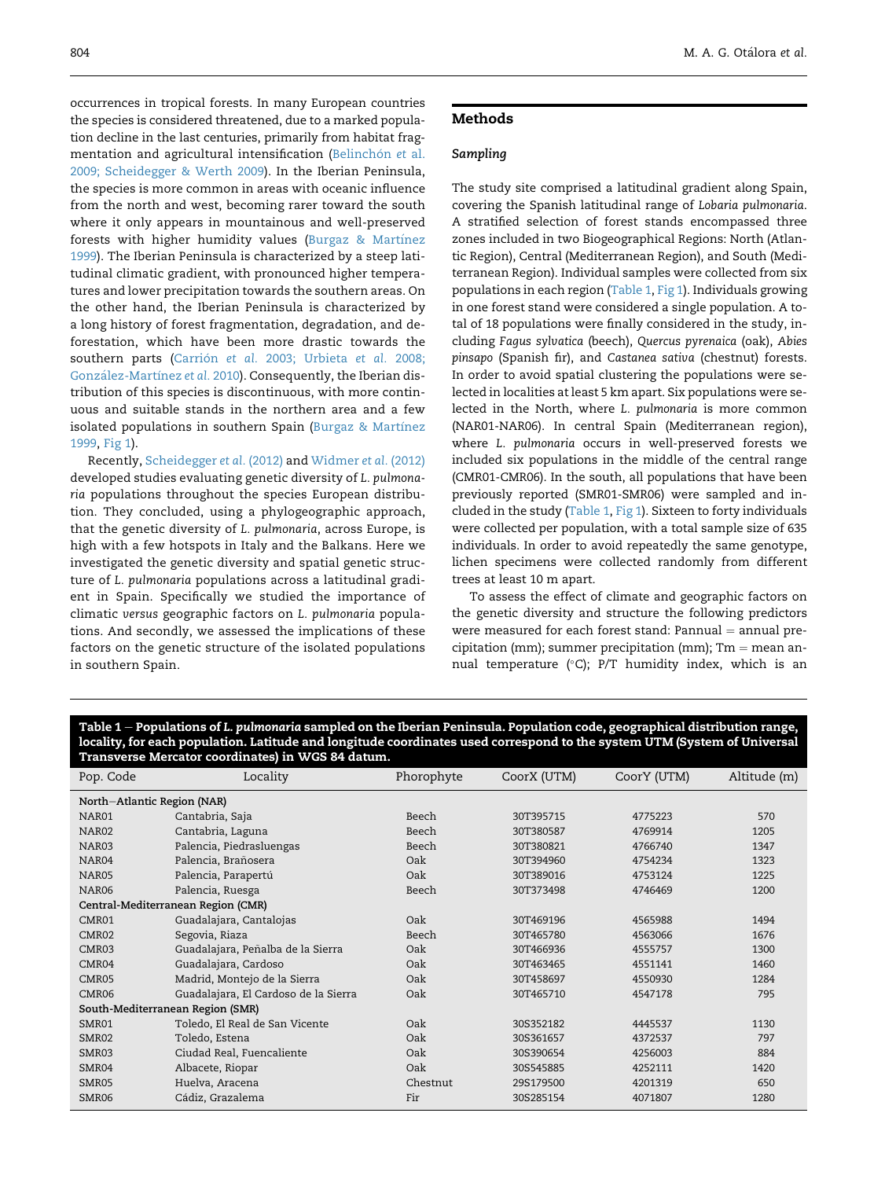occurrences in tropical forests. In many European countries the species is considered threatened, due to a marked population decline in the last centuries, primarily from habitat fragmentation and agricultural intensification (Belinchón *et al.* 2009; Scheidegger & Werth 2009). In the Iberian Peninsula, the species is more common in areas with oceanic influence from the north and west, becoming rarer toward the south where it only appears in mountainous and well-preserved forests with higher humidity values (Burgaz & Martínez 1999). The Iberian Peninsula is characterized by a steep latitudinal climatic gradient, with pronounced higher temperatures and lower precipitation towards the southern areas. On the other hand, the Iberian Peninsula is characterized by a long history of forest fragmentation, degradation, and deforestation, which have been more drastic towards the southern parts (Carrión *et al.* 2003; Urbieta *et al.* 2008; González-Martínez *et al.* 2010). Consequently, the Iberian distribution of this species is discontinuous, with more continuous and suitable stands in the northern area and a few isolated populations in southern Spain (Burgaz & Martínez 1999, Fig 1).

Recently, Scheidegger *et al.* (2012) and Widmer *et al.* (2012) developed studies evaluating genetic diversity of *L. pulmonaria* populations throughout the species European distribution. They concluded, using a phylogeographic approach, that the genetic diversity of *L. pulmonaria*, across Europe, is high with a few hotspots in Italy and the Balkans. Here we investigated the genetic diversity and spatial genetic structure of *L. pulmonaria* populations across a latitudinal gradient in Spain. Specifically we studied the importance of climatic *versus* geographic factors on *L. pulmonaria* populations. And secondly, we assessed the implications of these factors on the genetic structure of the isolated populations in southern Spain.

## Methods

### Sampling

The study site comprised a latitudinal gradient along Spain, covering the Spanish latitudinal range of *Lobaria pulmonaria*. A stratified selection of forest stands encompassed three zones included in two Biogeographical Regions: North (Atlantic Region), Central (Mediterranean Region), and South (Mediterranean Region). Individual samples were collected from six populations in each region (Table 1, Fig 1). Individuals growing in one forest stand were considered a single population. A total of 18 populations were finally considered in the study, including *Fagus sylvatica* (beech), *Quercus pyrenaica* (oak), *Abies pinsapo* (Spanish fir), and *Castanea sativa* (chestnut) forests. In order to avoid spatial clustering the populations were selected in localities at least 5 km apart. Six populations were selected in the North, where *L. pulmonaria* is more common (NAR01-NAR06). In central Spain (Mediterranean region), where *L. pulmonaria* occurs in well-preserved forests we included six populations in the middle of the central range (CMR01-CMR06). In the south, all populations that have been previously reported (SMR01-SMR06) were sampled and included in the study (Table 1, Fig 1). Sixteen to forty individuals were collected per population, with a total sample size of 635 individuals. In order to avoid repeatedly the same genotype, lichen specimens were collected randomly from different trees at least 10 m apart.

To assess the effect of climate and geographic factors on the genetic diversity and structure the following predictors were measured for each forest stand: Pannual = annual precipitation (mm); summer precipitation (mm); Tm = mean annual temperature (°C); P/T humidity index, which is an

**Table 1 – Populations of *L. pulmonaria* sampled on the Iberian Peninsula. Population code, geographical distribution range, locality, for each population. Latitude and longitude coordinates used correspond to the system UTM (System of Universal Transverse Mercator coordinates) in WGS 84 datum.**

| Pop. Code | Locality | Phorophyte | CoorX (UTM) | CoorY (UTM) | Altitude (m) |
|---|---|---|---|---|---|
| **North–Atlantic Region (NAR)** | | | | | |
| NAR01 | Cantabria, Saja | Beech | 30T395715 | 4775223 | 570 |
| NAR02 | Cantabria, Laguna | Beech | 30T380587 | 4769914 | 1205 |
| NAR03 | Palencia, Piedrasluengas | Beech | 30T380821 | 4766740 | 1347 |
| NAR04 | Palencia, Brañosera | Oak | 30T394960 | 4754234 | 1323 |
| NAR05 | Palencia, Parapertú | Oak | 30T389016 | 4753124 | 1225 |
| NAR06 | Palencia, Ruesga | Beech | 30T373498 | 4746469 | 1200 |
| **Central-Mediterranean Region (CMR)** | | | | | |
| CMR01 | Guadalajara, Cantalojas | Oak | 30T469196 | 4565988 | 1494 |
| CMR02 | Segovia, Riaza | Beech | 30T465780 | 4563066 | 1676 |
| CMR03 | Guadalajara, Peñalba de la Sierra | Oak | 30T466936 | 4555757 | 1300 |
| CMR04 | Guadalajara, Cardoso | Oak | 30T463465 | 4551141 | 1460 |
| CMR05 | Madrid, Montejo de la Sierra | Oak | 30T458697 | 4550930 | 1284 |
| CMR06 | Guadalajara, El Cardoso de la Sierra | Oak | 30T465710 | 4547178 | 795 |
| **South-Mediterranean Region (SMR)** | | | | | |
| SMR01 | Toledo, El Real de San Vicente | Oak | 30S352182 | 4445537 | 1130 |
| SMR02 | Toledo, Estena | Oak | 30S361657 | 4372537 | 797 |
| SMR03 | Ciudad Real, Fuencaliente | Oak | 30S390654 | 4256003 | 884 |
| SMR04 | Albacete, Riopar | Oak | 30S545885 | 4252111 | 1420 |
| SMR05 | Huelva, Aracena | Chestnut | 29S179500 | 4201319 | 650 |
| SMR06 | Cádiz, Grazalema | Fir | 30S285154 | 4071807 | 1280 |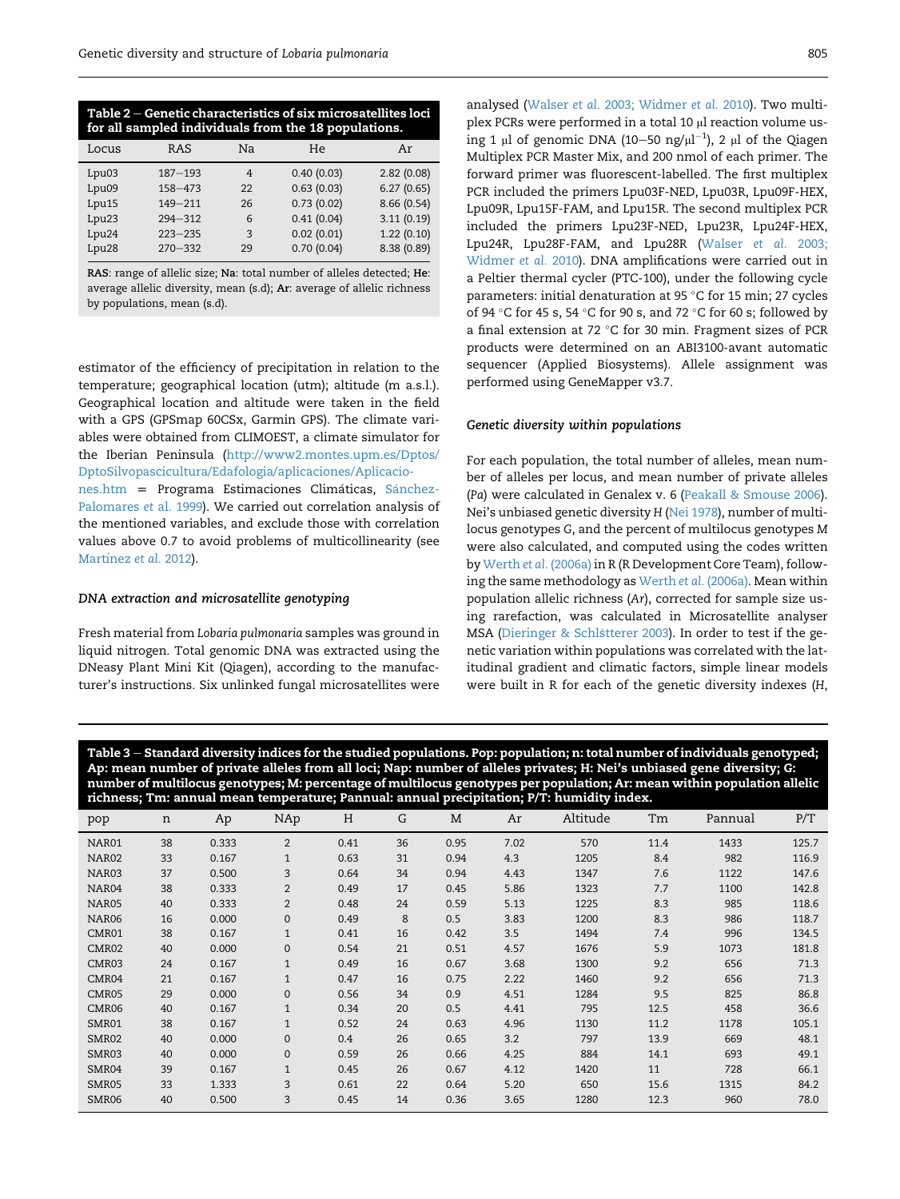**Table 2 – Genetic characteristics of six microsatellites loci for all sampled individuals from the 18 populations.**

| Locus | RAS | Na | He | Ar |
|---|---|---|---|---|
| Lpu03 | 187–193 | 4 | 0.40 (0.03) | 2.82 (0.08) |
| Lpu09 | 158–473 | 22 | 0.63 (0.03) | 6.27 (0.65) |
| Lpu15 | 149–211 | 26 | 0.73 (0.02) | 8.66 (0.54) |
| Lpu23 | 294–312 | 6 | 0.41 (0.04) | 3.11 (0.19) |
| Lpu24 | 223–235 | 3 | 0.02 (0.01) | 1.22 (0.10) |
| Lpu28 | 270–332 | 29 | 0.70 (0.04) | 8.38 (0.89) |

**RAS**: range of allelic size; **Na**: total number of alleles detected; **He**: average allelic diversity, mean (s.d); **Ar**: average of allelic richness by populations, mean (s.d).

estimator of the efficiency of precipitation in relation to the temperature; geographical location (utm); altitude (m a.s.l.). Geographical location and altitude were taken in the field with a GPS (GPSmap 60CSx, Garmin GPS). The climate variables were obtained from CLIMOEST, a climate simulator for the Iberian Peninsula (http://www2.montes.upm.es/Dptos/DptoSilvopascicultura/Edafologia/aplicaciones/Aplicaciones.htm = Programa Estimaciones Climáticas, Sánchez-Palomares *et al.* 1999). We carried out correlation analysis of the mentioned variables, and exclude those with correlation values above 0.7 to avoid problems of multicollinearity (see Martínez *et al.* 2012).

### DNA extraction and microsatellite genotyping

Fresh material from *Lobaria pulmonaria* samples was ground in liquid nitrogen. Total genomic DNA was extracted using the DNeasy Plant Mini Kit (Qiagen), according to the manufacturer's instructions. Six unlinked fungal microsatellites were analysed (Walser *et al.* 2003; Widmer *et al.* 2010). Two multiplex PCRs were performed in a total 10 μl reaction volume using 1 μl of genomic DNA (10–50 ng/μl$^{-1}$), 2 μl of the Qiagen Multiplex PCR Master Mix, and 200 nmol of each primer. The forward primer was fluorescent-labelled. The first multiplex PCR included the primers Lpu03F-NED, Lpu03R, Lpu09F-HEX, Lpu09R, Lpu15F-FAM, and Lpu15R. The second multiplex PCR included the primers Lpu23F-NED, Lpu23R, Lpu24F-HEX, Lpu24R, Lpu28F-FAM, and Lpu28R (Walser *et al.* 2003; Widmer *et al.* 2010). DNA amplifications were carried out in a Peltier thermal cycler (PTC-100), under the following cycle parameters: initial denaturation at 95 °C for 15 min; 27 cycles of 94 °C for 45 s, 54 °C for 90 s, and 72 °C for 60 s; followed by a final extension at 72 °C for 30 min. Fragment sizes of PCR products were determined on an ABI3100-avant automatic sequencer (Applied Biosystems). Allele assignment was performed using GeneMapper v3.7.

### Genetic diversity within populations

For each population, the total number of alleles, mean number of alleles per locus, and mean number of private alleles (*Pa*) were calculated in Genalex v. 6 (Peakall & Smouse 2006). Nei's unbiased genetic diversity *H* (Nei 1978), number of multilocus genotypes *G*, and the percent of multilocus genotypes *M* were also calculated, and computed using the codes written by Werth *et al.* (2006a) in R (R Development Core Team), following the same methodology as Werth *et al.* (2006a). Mean within population allelic richness (*Ar*), corrected for sample size using rarefaction, was calculated in Microsatellite analyser MSA (Dieringer & Schlötterer 2003). In order to test if the genetic variation within populations was correlated with the latitudinal gradient and climatic factors, simple linear models were built in R for each of the genetic diversity indexes (*H*,

**Table 3 – Standard diversity indices for the studied populations. Pop: population; n: total number of individuals genotyped; Ap: mean number of private alleles from all loci; Nap: number of alleles privates; H: Nei's unbiased gene diversity; G: number of multilocus genotypes; M: percentage of multilocus genotypes per population; Ar: mean within population allelic richness; Tm: annual mean temperature; Pannual: annual precipitation; P/T: humidity index.**

| pop | n | Ap | NAp | H | G | M | Ar | Altitude | Tm | Pannual | P/T |
|---|---|---|---|---|---|---|---|---|---|---|---|
| NAR01 | 38 | 0.333 | 2 | 0.41 | 36 | 0.95 | 7.02 | 570 | 11.4 | 1433 | 125.7 |
| NAR02 | 33 | 0.167 | 1 | 0.63 | 31 | 0.94 | 4.3 | 1205 | 8.4 | 982 | 116.9 |
| NAR03 | 37 | 0.500 | 3 | 0.64 | 34 | 0.94 | 4.43 | 1347 | 7.6 | 1122 | 147.6 |
| NAR04 | 38 | 0.333 | 2 | 0.49 | 17 | 0.45 | 5.86 | 1323 | 7.7 | 1100 | 142.8 |
| NAR05 | 40 | 0.333 | 2 | 0.48 | 24 | 0.59 | 5.13 | 1225 | 8.3 | 985 | 118.6 |
| NAR06 | 16 | 0.000 | 0 | 0.49 | 8 | 0.5 | 3.83 | 1200 | 8.3 | 986 | 118.7 |
| CMR01 | 38 | 0.167 | 1 | 0.41 | 16 | 0.42 | 3.5 | 1494 | 7.4 | 996 | 134.5 |
| CMR02 | 40 | 0.000 | 0 | 0.54 | 21 | 0.51 | 4.57 | 1676 | 5.9 | 1073 | 181.8 |
| CMR03 | 24 | 0.167 | 1 | 0.49 | 16 | 0.67 | 3.68 | 1300 | 9.2 | 656 | 71.3 |
| CMR04 | 21 | 0.167 | 1 | 0.47 | 16 | 0.75 | 2.22 | 1460 | 9.2 | 656 | 71.3 |
| CMR05 | 29 | 0.000 | 0 | 0.56 | 34 | 0.9 | 4.51 | 1284 | 9.5 | 825 | 86.8 |
| CMR06 | 40 | 0.167 | 1 | 0.34 | 20 | 0.5 | 4.41 | 795 | 12.5 | 458 | 36.6 |
| SMR01 | 38 | 0.167 | 1 | 0.52 | 24 | 0.63 | 4.96 | 1130 | 11.2 | 1178 | 105.1 |
| SMR02 | 40 | 0.000 | 0 | 0.4 | 26 | 0.65 | 3.2 | 797 | 13.9 | 669 | 48.1 |
| SMR03 | 40 | 0.000 | 0 | 0.59 | 26 | 0.66 | 4.25 | 884 | 14.1 | 693 | 49.1 |
| SMR04 | 39 | 0.167 | 1 | 0.45 | 26 | 0.67 | 4.12 | 1420 | 11 | 728 | 66.1 |
| SMR05 | 33 | 1.333 | 3 | 0.61 | 22 | 0.64 | 5.20 | 650 | 15.6 | 1315 | 84.2 |
| SMR06 | 40 | 0.500 | 3 | 0.45 | 14 | 0.36 | 3.65 | 1280 | 12.3 | 960 | 78.0 |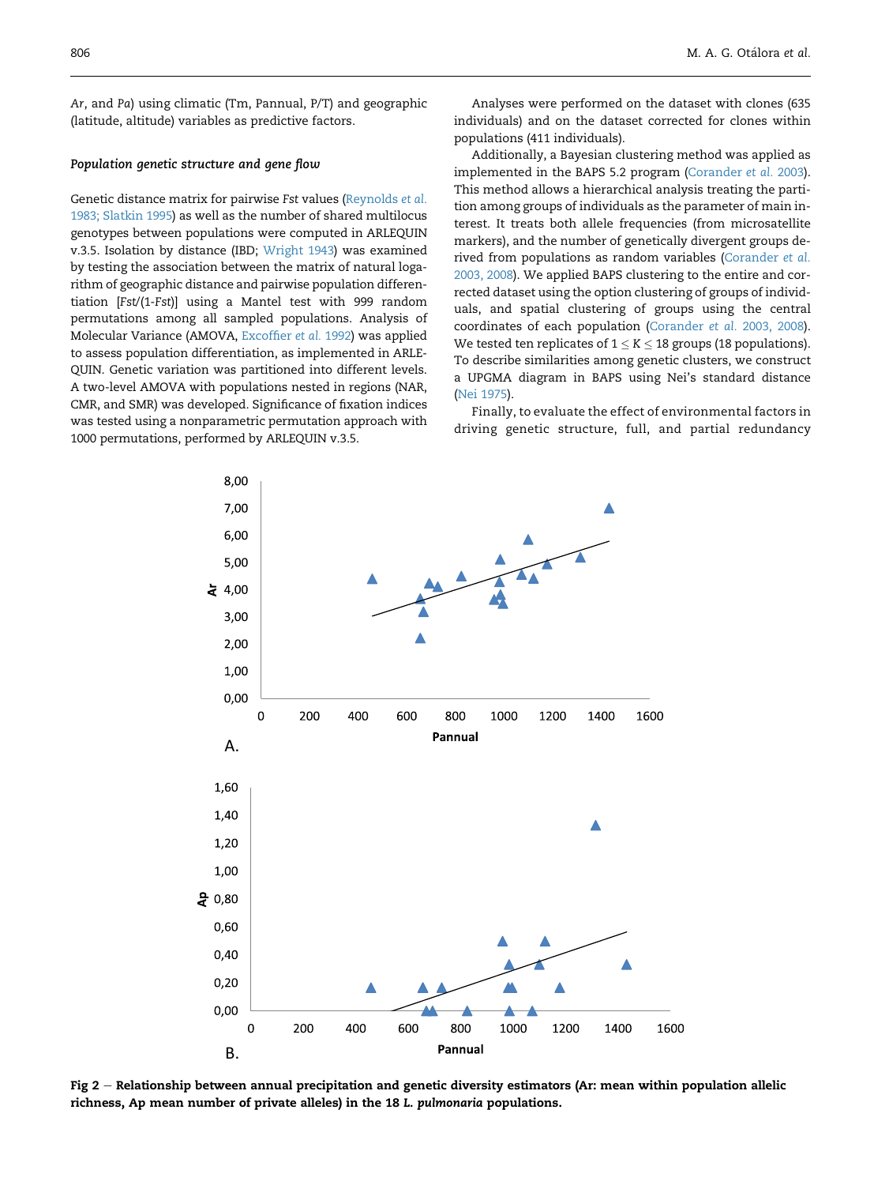*Ar*, and *Pa*) using climatic (Tm, Pannual, P/T) and geographic (latitude, altitude) variables as predictive factors.

### *Population genetic structure and gene flow*

Genetic distance matrix for pairwise *Fst* values (Reynolds *et al.* 1983; Slatkin 1995) as well as the number of shared multilocus genotypes between populations were computed in ARLEQUIN v.3.5. Isolation by distance (IBD; Wright 1943) was examined by testing the association between the matrix of natural logarithm of geographic distance and pairwise population differentiation [*Fst*/(1-*Fst*)] using a Mantel test with 999 random permutations among all sampled populations. Analysis of Molecular Variance (AMOVA, Excoffier *et al.* 1992) was applied to assess population differentiation, as implemented in ARLEQUIN. Genetic variation was partitioned into different levels. A two-level AMOVA with populations nested in regions (NAR, CMR, and SMR) was developed. Significance of fixation indices was tested using a nonparametric permutation approach with 1000 permutations, performed by ARLEQUIN v.3.5.

Analyses were performed on the dataset with clones (635 individuals) and on the dataset corrected for clones within populations (411 individuals).

Additionally, a Bayesian clustering method was applied as implemented in the BAPS 5.2 program (Corander *et al.* 2003). This method allows a hierarchical analysis treating the partition among groups of individuals as the parameter of main interest. It treats both allele frequencies (from microsatellite markers), and the number of genetically divergent groups derived from populations as random variables (Corander *et al.* 2003, 2008). We applied BAPS clustering to the entire and corrected dataset using the option clustering of groups of individuals, and spatial clustering of groups using the central coordinates of each population (Corander *et al.* 2003, 2008). We tested ten replicates of $1 \leq K \leq 18$ groups (18 populations). To describe similarities among genetic clusters, we construct a UPGMA diagram in BAPS using Nei's standard distance (Nei 1975).

Finally, to evaluate the effect of environmental factors in driving genetic structure, full, and partial redundancy

**Fig 2 – Relationship between annual precipitation and genetic diversity estimators (Ar: mean within population allelic richness, Ap mean number of private alleles) in the 18 *L. pulmonaria* populations.**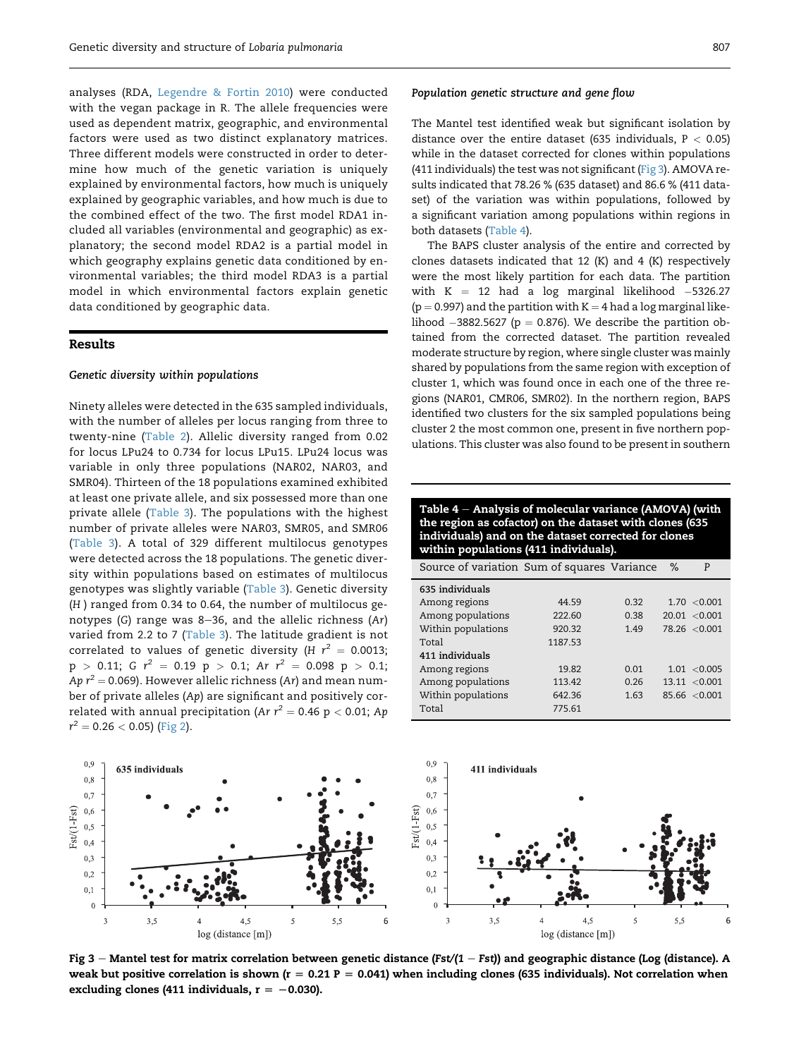analyses (RDA, Legendre & Fortin 2010) were conducted with the vegan package in R. The allele frequencies were used as dependent matrix, geographic, and environmental factors were used as two distinct explanatory matrices. Three different models were constructed in order to determine how much of the genetic variation is uniquely explained by environmental factors, how much is uniquely explained by geographic variables, and how much is due to the combined effect of the two. The first model RDA1 included all variables (environmental and geographic) as explanatory; the second model RDA2 is a partial model in which geography explains genetic data conditioned by environmental variables; the third model RDA3 is a partial model in which environmental factors explain genetic data conditioned by geographic data.

## Results

### *Genetic diversity within populations*

Ninety alleles were detected in the 635 sampled individuals, with the number of alleles per locus ranging from three to twenty-nine (Table 2). Allelic diversity ranged from 0.02 for locus LPu24 to 0.734 for locus LPu15. LPu24 locus was variable in only three populations (NAR02, NAR03, and SMR04). Thirteen of the 18 populations examined exhibited at least one private allele, and six possessed more than one private allele (Table 3). The populations with the highest number of private alleles were NAR03, SMR05, and SMR06 (Table 3). A total of 329 different multilocus genotypes were detected across the 18 populations. The genetic diversity within populations based on estimates of multilocus genotypes was slightly variable (Table 3). Genetic diversity (*H*) ranged from 0.34 to 0.64, the number of multilocus genotypes (G) range was 8–36, and the allelic richness (*Ar*) varied from 2.2 to 7 (Table 3). The latitude gradient is not correlated to values of genetic diversity (*H* $r^2 = 0.0013$; $p > 0.11$; *G* $r^2 = 0.19$ $p > 0.1$; *Ar* $r^2 = 0.098$ $p > 0.1$; *Ap* $r^2 = 0.069$). However allelic richness (*Ar*) and mean number of private alleles (*Ap*) are significant and positively correlated with annual precipitation (*Ar* $r^2 = 0.46$ $p < 0.01$; *Ap* $r^2 = 0.26 < 0.05$) (Fig 2).

### *Population genetic structure and gene flow*

The Mantel test identified weak but significant isolation by distance over the entire dataset (635 individuals, $P < 0.05$) while in the dataset corrected for clones within populations (411 individuals) the test was not significant (Fig 3). AMOVA results indicated that 78.26 % (635 dataset) and 86.6 % (411 dataset) of the variation was within populations, followed by a significant variation among populations within regions in both datasets (Table 4).

The BAPS cluster analysis of the entire and corrected by clones datasets indicated that 12 (K) and 4 (K) respectively were the most likely partition for each data. The partition with K = 12 had a log marginal likelihood −5326.27 ($p = 0.997$) and the partition with K = 4 had a log marginal likelihood −3882.5627 ($p = 0.876$). We describe the partition obtained from the corrected dataset. The partition revealed moderate structure by region, where single cluster was mainly shared by populations from the same region with exception of cluster 1, which was found once in each one of the three regions (NAR01, CMR06, SMR02). In the northern region, BAPS identified two clusters for the six sampled populations being cluster 2 the most common one, present in five northern populations. This cluster was also found to be present in southern

**Table 4 – Analysis of molecular variance (AMOVA) (with the region as cofactor) on the dataset with clones (635 individuals) and on the dataset corrected for clones within populations (411 individuals).**

| Source of variation | Sum of squares | Variance | % | P |
|---|---|---|---|---|
| **635 individuals** | | | | |
| Among regions | 44.59 | 0.32 | 1.70 | <0.001 |
| Among populations | 222.60 | 0.38 | 20.01 | <0.001 |
| Within populations | 920.32 | 1.49 | 78.26 | <0.001 |
| Total | 1187.53 | | | |
| **411 individuals** | | | | |
| Among regions | 19.82 | 0.01 | 1.01 | <0.005 |
| Among populations | 113.42 | 0.26 | 13.11 | <0.001 |
| Within populations | 642.36 | 1.63 | 85.66 | <0.001 |
| Total | 775.61 | | | |

**Fig 3 – Mantel test for matrix correlation between genetic distance (*Fst/(1 − Fst)*) and geographic distance (Log (distance). A weak but positive correlation is shown (r = 0.21 P = 0.041) when including clones (635 individuals). Not correlation when excluding clones (411 individuals, r = −0.030).**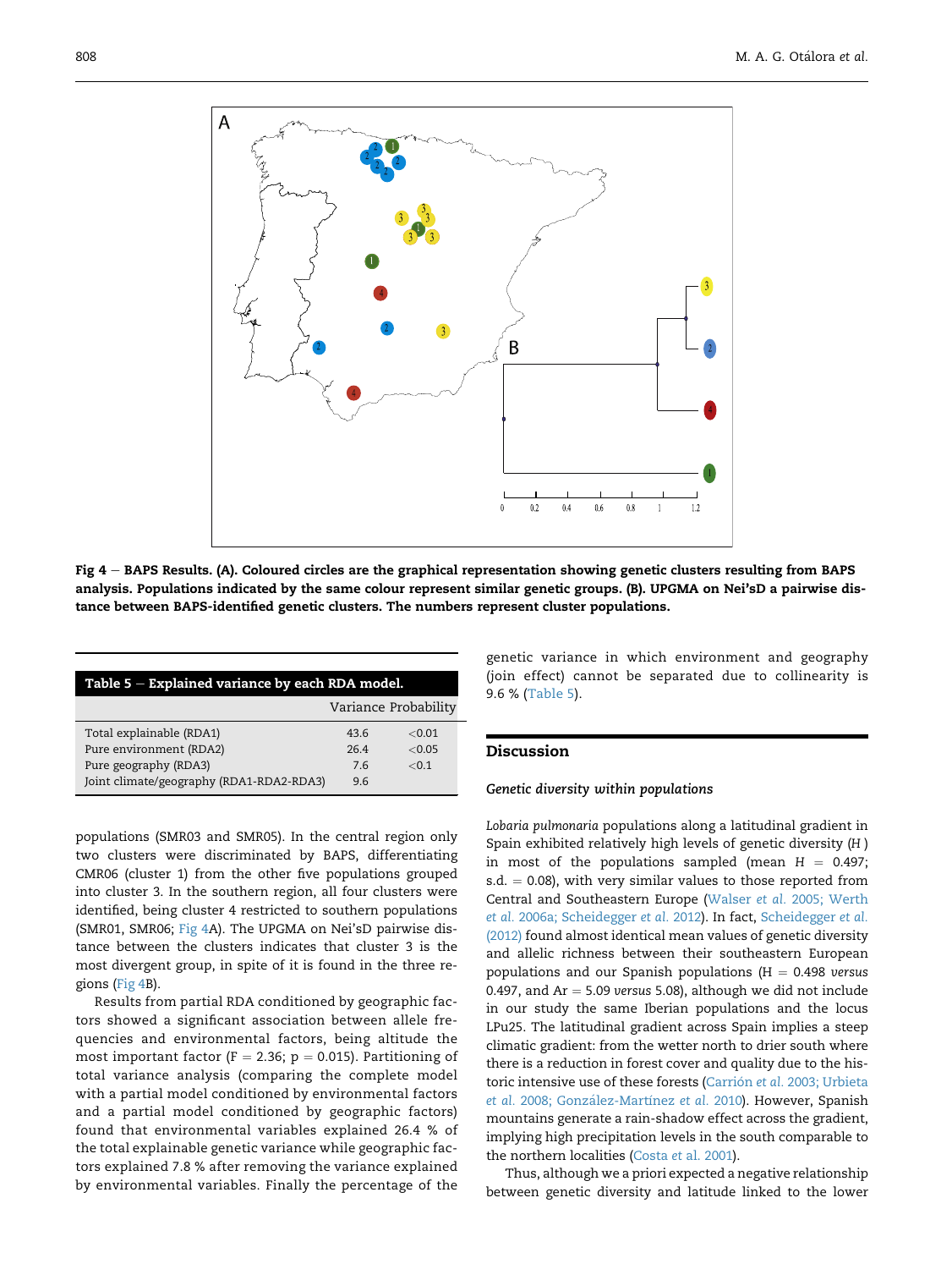Fig 4 – BAPS Results. (A). Coloured circles are the graphical representation showing genetic clusters resulting from BAPS analysis. Populations indicated by the same colour represent similar genetic groups. (B). UPGMA on Nei'sD a pairwise distance between BAPS-identified genetic clusters. The numbers represent cluster populations.

**Table 5 – Explained variance by each RDA model.**

| | Variance | Probability |
|---|---|---|
| Total explainable (RDA1) | 43.6 | <0.01 |
| Pure environment (RDA2) | 26.4 | <0.05 |
| Pure geography (RDA3) | 7.6 | <0.1 |
| Joint climate/geography (RDA1-RDA2-RDA3) | 9.6 | |

populations (SMR03 and SMR05). In the central region only two clusters were discriminated by BAPS, differentiating CMR06 (cluster 1) from the other five populations grouped into cluster 3. In the southern region, all four clusters were identified, being cluster 4 restricted to southern populations (SMR01, SMR06; Fig 4A). The UPGMA on Nei'sD pairwise distance between the clusters indicates that cluster 3 is the most divergent group, in spite of it is found in the three regions (Fig 4B).

Results from partial RDA conditioned by geographic factors showed a significant association between allele frequencies and environmental factors, being altitude the most important factor ($F = 2.36$; $p = 0.015$). Partitioning of total variance analysis (comparing the complete model with a partial model conditioned by environmental factors and a partial model conditioned by geographic factors) found that environmental variables explained 26.4 % of the total explainable genetic variance while geographic factors explained 7.8 % after removing the variance explained by environmental variables. Finally the percentage of the genetic variance in which environment and geography (join effect) cannot be separated due to collinearity is 9.6 % (Table 5).

## Discussion

### *Genetic diversity within populations*

*Lobaria pulmonaria* populations along a latitudinal gradient in Spain exhibited relatively high levels of genetic diversity (*H*) in most of the populations sampled (mean $H = 0.497$; s.d. $= 0.08$), with very similar values to those reported from Central and Southeastern Europe (Walser *et al.* 2005; Werth *et al.* 2006a; Scheidegger *et al.* 2012). In fact, Scheidegger *et al.* (2012) found almost identical mean values of genetic diversity and allelic richness between their southeastern European populations and our Spanish populations ($H = 0.498$ *versus* 0.497, and $Ar = 5.09$ *versus* 5.08), although we did not include in our study the same Iberian populations and the locus LPu25. The latitudinal gradient across Spain implies a steep climatic gradient: from the wetter north to drier south where there is a reduction in forest cover and quality due to the historic intensive use of these forests (Carrión *et al.* 2003; Urbieta *et al.* 2008; González-Martínez *et al.* 2010). However, Spanish mountains generate a rain-shadow effect across the gradient, implying high precipitation levels in the south comparable to the northern localities (Costa et al. 2001).

Thus, although we a priori expected a negative relationship between genetic diversity and latitude linked to the lower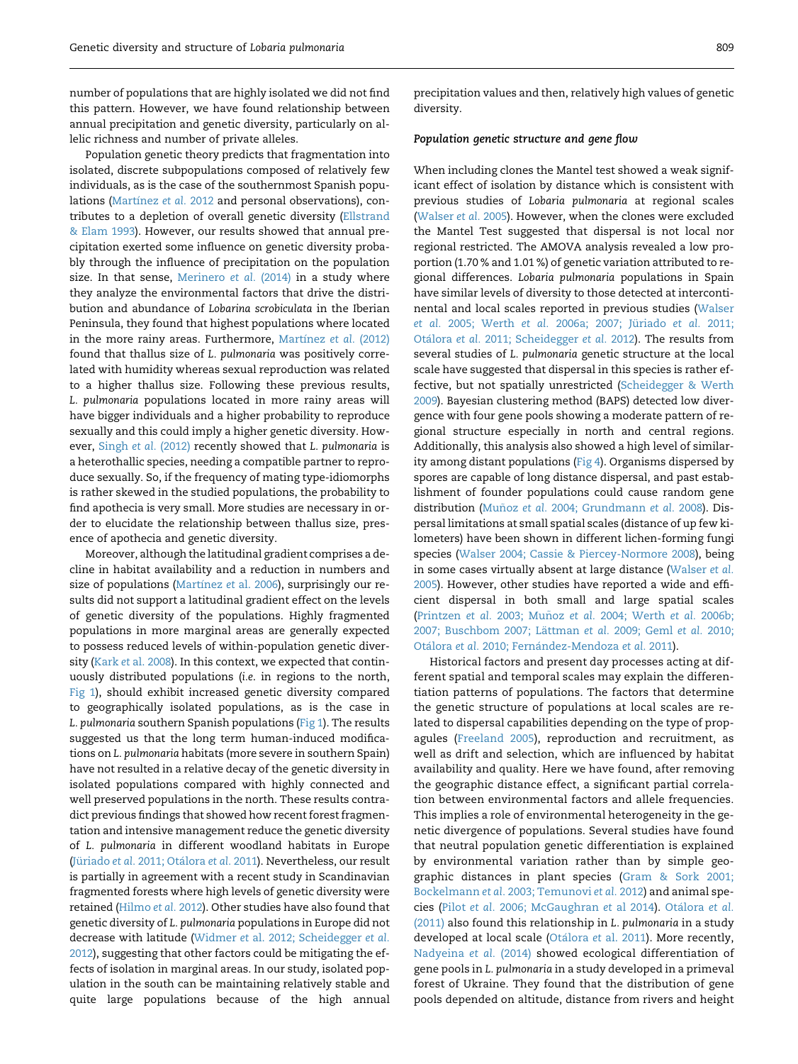number of populations that are highly isolated we did not find this pattern. However, we have found relationship between annual precipitation and genetic diversity, particularly on allelic richness and number of private alleles.

Population genetic theory predicts that fragmentation into isolated, discrete subpopulations composed of relatively few individuals, as is the case of the southernmost Spanish populations (Martínez *et al.* 2012 and personal observations), contributes to a depletion of overall genetic diversity (Ellstrand & Elam 1993). However, our results showed that annual precipitation exerted some influence on genetic diversity probably through the influence of precipitation on the population size. In that sense, Merinero *et al.* (2014) in a study where they analyze the environmental factors that drive the distribution and abundance of *Lobarina scrobiculata* in the Iberian Peninsula, they found that highest populations where located in the more rainy areas. Furthermore, Martínez *et al.* (2012) found that thallus size of *L. pulmonaria* was positively correlated with humidity whereas sexual reproduction was related to a higher thallus size. Following these previous results, *L. pulmonaria* populations located in more rainy areas will have bigger individuals and a higher probability to reproduce sexually and this could imply a higher genetic diversity. However, Singh *et al.* (2012) recently showed that *L. pulmonaria* is a heterothallic species, needing a compatible partner to reproduce sexually. So, if the frequency of mating type-idiomorphs is rather skewed in the studied populations, the probability to find apothecia is very small. More studies are necessary in order to elucidate the relationship between thallus size, presence of apothecia and genetic diversity.

Moreover, although the latitudinal gradient comprises a decline in habitat availability and a reduction in numbers and size of populations (Martínez *et al.* 2006), surprisingly our results did not support a latitudinal gradient effect on the levels of genetic diversity of the populations. Highly fragmented populations in more marginal areas are generally expected to possess reduced levels of within-population genetic diversity (Kark *et al.* 2008). In this context, we expected that continuously distributed populations (*i.e.* in regions to the north, Fig 1), should exhibit increased genetic diversity compared to geographically isolated populations, as is the case in *L. pulmonaria* southern Spanish populations (Fig 1). The results suggested us that the long term human-induced modifications on *L. pulmonaria* habitats (more severe in southern Spain) have not resulted in a relative decay of the genetic diversity in isolated populations compared with highly connected and well preserved populations in the north. These results contradict previous findings that showed how recent forest fragmentation and intensive management reduce the genetic diversity of *L. pulmonaria* in different woodland habitats in Europe (Jüriado *et al.* 2011; Otálora *et al.* 2011). Nevertheless, our result is partially in agreement with a recent study in Scandinavian fragmented forests where high levels of genetic diversity were retained (Hilmo *et al.* 2012). Other studies have also found that genetic diversity of *L. pulmonaria* populations in Europe did not decrease with latitude (Widmer *et al.* 2012; Scheidegger *et al.* 2012), suggesting that other factors could be mitigating the effects of isolation in marginal areas. In our study, isolated population in the south can be maintaining relatively stable and quite large populations because of the high annual precipitation values and then, relatively high values of genetic diversity.

### *Population genetic structure and gene flow*

When including clones the Mantel test showed a weak significant effect of isolation by distance which is consistent with previous studies of *Lobaria pulmonaria* at regional scales (Walser *et al.* 2005). However, when the clones were excluded the Mantel Test suggested that dispersal is not local nor regional restricted. The AMOVA analysis revealed a low proportion (1.70 % and 1.01 %) of genetic variation attributed to regional differences. *Lobaria pulmonaria* populations in Spain have similar levels of diversity to those detected at intercontinental and local scales reported in previous studies (Walser *et al.* 2005; Werth *et al.* 2006a; 2007; Jüriado *et al.* 2011; Otálora *et al.* 2011; Scheidegger *et al.* 2012). The results from several studies of *L. pulmonaria* genetic structure at the local scale have suggested that dispersal in this species is rather effective, but not spatially unrestricted (Scheidegger & Werth 2009). Bayesian clustering method (BAPS) detected low divergence with four gene pools showing a moderate pattern of regional structure especially in north and central regions. Additionally, this analysis also showed a high level of similarity among distant populations (Fig 4). Organisms dispersed by spores are capable of long distance dispersal, and past establishment of founder populations could cause random gene distribution (Muñoz *et al.* 2004; Grundmann *et al.* 2008). Dispersal limitations at small spatial scales (distance of up few kilometers) have been shown in different lichen-forming fungi species (Walser 2004; Cassie & Piercey-Normore 2008), being in some cases virtually absent at large distance (Walser *et al.* 2005). However, other studies have reported a wide and efficient dispersal in both small and large spatial scales (Printzen *et al.* 2003; Muñoz *et al.* 2004; Werth *et al.* 2006b; 2007; Buschbom 2007; Lättman *et al.* 2009; Geml *et al.* 2010; Otálora *et al.* 2010; Fernández-Mendoza *et al.* 2011).

Historical factors and present day processes acting at different spatial and temporal scales may explain the differentiation patterns of populations. The factors that determine the genetic structure of populations at local scales are related to dispersal capabilities depending on the type of propagules (Freeland 2005), reproduction and recruitment, as well as drift and selection, which are influenced by habitat availability and quality. Here we have found, after removing the geographic distance effect, a significant partial correlation between environmental factors and allele frequencies. This implies a role of environmental heterogeneity in the genetic divergence of populations. Several studies have found that neutral population genetic differentiation is explained by environmental variation rather than by simple geographic distances in plant species (Gram & Sork 2001; Bockelmann *et al.* 2003; Temunovi *et al.* 2012) and animal species (Pilot *et al.* 2006; McGaughran *et al* 2014). Otálora *et al.* (2011) also found this relationship in *L. pulmonaria* in a study developed at local scale (Otálora *et al.* 2011). More recently, Nadyeina *et al.* (2014) showed ecological differentiation of gene pools in *L. pulmonaria* in a study developed in a primeval forest of Ukraine. They found that the distribution of gene pools depended on altitude, distance from rivers and height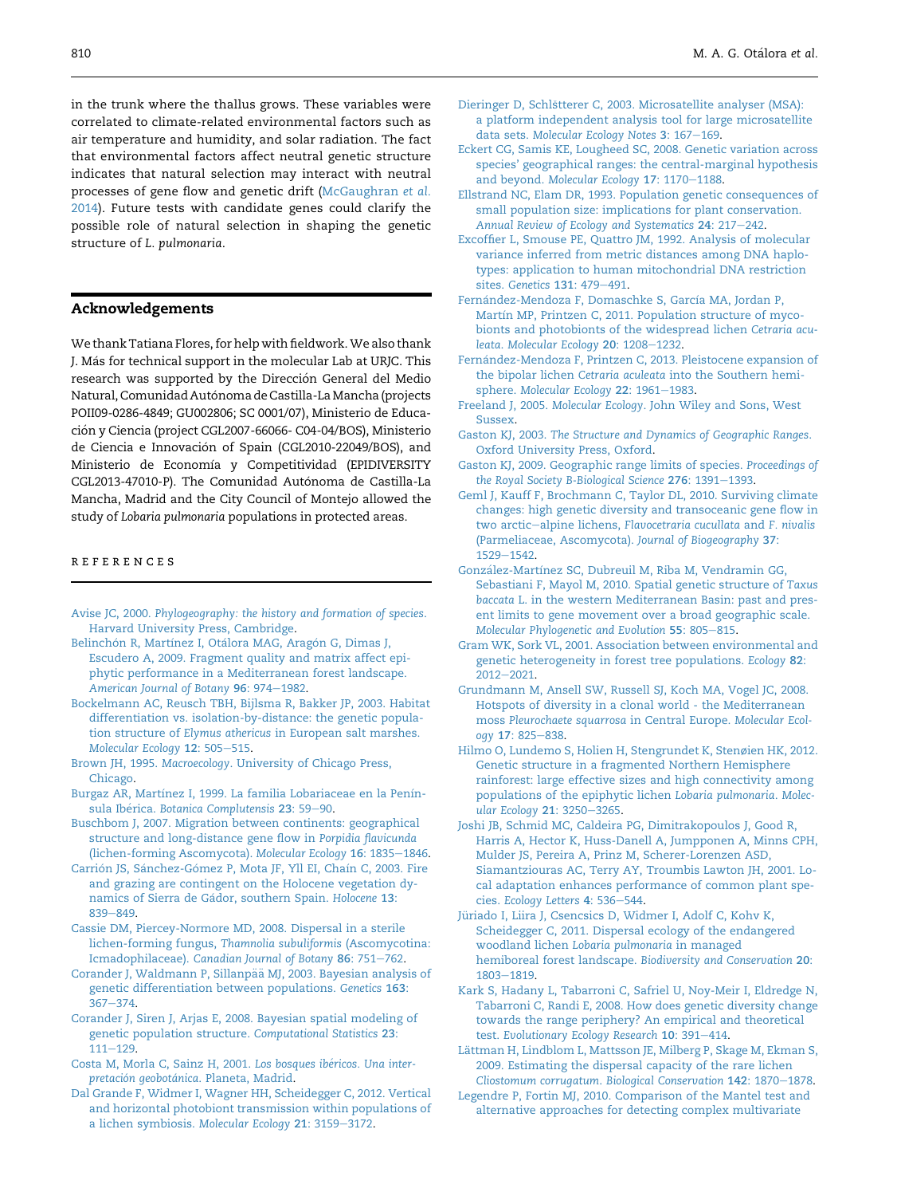in the trunk where the thallus grows. These variables were correlated to climate-related environmental factors such as air temperature and humidity, and solar radiation. The fact that environmental factors affect neutral genetic structure indicates that natural selection may interact with neutral processes of gene flow and genetic drift (McGaughran *et al.* 2014). Future tests with candidate genes could clarify the possible role of natural selection in shaping the genetic structure of *L. pulmonaria*.

## Acknowledgements

We thank Tatiana Flores, for help with fieldwork. We also thank J. Más for technical support in the molecular Lab at URJC. This research was supported by the Dirección General del Medio Natural, Comunidad Autónoma de Castilla-La Mancha (projects POII09-0286-4849; GU002806; SC 0001/07), Ministerio de Educación y Ciencia (project CGL2007-66066- C04-04/BOS), Ministerio de Ciencia e Innovación of Spain (CGL2010-22049/BOS), and Ministerio de Economía y Competitividad (EPIDIVERSITY CGL2013-47010-P). The Comunidad Autónoma de Castilla-La Mancha, Madrid and the City Council of Montejo allowed the study of *Lobaria pulmonaria* populations in protected areas.

## REFERENCES

Avise JC, 2000. *Phylogeography: the history and formation of species.* Harvard University Press, Cambridge.

Belinchón R, Martínez I, Otálora MAG, Aragón G, Dimas J, Escudero A, 2009. Fragment quality and matrix affect epiphytic performance in a Mediterranean forest landscape. *American Journal of Botany* **96**: 974–1982.

Bockelmann AC, Reusch TBH, Bijlsma R, Bakker JP, 2003. Habitat differentiation vs. isolation-by-distance: the genetic population structure of *Elymus athericus* in European salt marshes. *Molecular Ecology* **12**: 505–515.

Brown JH, 1995. *Macroecology*. University of Chicago Press, Chicago.

Burgaz AR, Martínez I, 1999. La familia Lobariaceae en la Península Ibérica. *Botanica Complutensis* **23**: 59–90.

Buschbom J, 2007. Migration between continents: geographical structure and long-distance gene flow in *Porpidia flavicunda* (lichen-forming Ascomycota). *Molecular Ecology* **16**: 1835–1846.

Carrión JS, Sánchez-Gómez P, Mota JF, Yll EI, Chaín C, 2003. Fire and grazing are contingent on the Holocene vegetation dynamics of Sierra de Gádor, southern Spain. *Holocene* **13**: 839–849.

Cassie DM, Piercey-Normore MD, 2008. Dispersal in a sterile lichen-forming fungus, *Thamnolia subuliformis* (Ascomycotina: Icmadophilaceae). *Canadian Journal of Botany* **86**: 751–762.

Corander J, Waldmann P, Sillanpää MJ, 2003. Bayesian analysis of genetic differentiation between populations. *Genetics* **163**: 367–374.

Corander J, Siren J, Arjas E, 2008. Bayesian spatial modeling of genetic population structure. *Computational Statistics* **23**: 111–129.

Costa M, Morla C, Sainz H, 2001. *Los bosques ibéricos. Una interpretación geobotánica.* Planeta, Madrid.

Dal Grande F, Widmer I, Wagner HH, Scheidegger C, 2012. Vertical and horizontal photobiont transmission within populations of a lichen symbiosis. *Molecular Ecology* **21**: 3159–3172.

Dieringer D, Schlötterer C, 2003. Microsatellite analyser (MSA): a platform independent analysis tool for large microsatellite data sets. *Molecular Ecology Notes* **3**: 167–169.

Eckert CG, Samis KE, Lougheed SC, 2008. Genetic variation across species' geographical ranges: the central-marginal hypothesis and beyond. *Molecular Ecology* **17**: 1170–1188.

Ellstrand NC, Elam DR, 1993. Population genetic consequences of small population size: implications for plant conservation. *Annual Review of Ecology and Systematics* **24**: 217–242.

Excoffier L, Smouse PE, Quattro JM, 1992. Analysis of molecular variance inferred from metric distances among DNA haplotypes: application to human mitochondrial DNA restriction sites. *Genetics* **131**: 479–491.

Fernández-Mendoza F, Domaschke S, García MA, Jordan P, Martín MP, Printzen C, 2011. Population structure of mycobionts and photobionts of the widespread lichen *Cetraria aculeata*. *Molecular Ecology* **20**: 1208–1232.

Fernández-Mendoza F, Printzen C, 2013. Pleistocene expansion of the bipolar lichen *Cetraria aculeata* into the Southern hemisphere. *Molecular Ecology* **22**: 1961–1983.

Freeland J, 2005. *Molecular Ecology*. John Wiley and Sons, West Sussex.

Gaston KJ, 2003. *The Structure and Dynamics of Geographic Ranges*. Oxford University Press, Oxford.

Gaston KJ, 2009. Geographic range limits of species. *Proceedings of the Royal Society B-Biological Science* **276**: 1391–1393.

Geml J, Kauff F, Brochmann C, Taylor DL, 2010. Surviving climate changes: high genetic diversity and transoceanic gene flow in two arctic–alpine lichens, *Flavocetraria cucullata* and *F. nivalis* (Parmeliaceae, Ascomycota). *Journal of Biogeography* **37**: 1529–1542.

González-Martínez SC, Dubreuil M, Riba M, Vendramin GG, Sebastiani F, Mayol M, 2010. Spatial genetic structure of *Taxus baccata* L. in the western Mediterranean Basin: past and present limits to gene movement over a broad geographic scale. *Molecular Phylogenetic and Evolution* **55**: 805–815.

Gram WK, Sork VL, 2001. Association between environmental and genetic heterogeneity in forest tree populations. *Ecology* **82**: 2012–2021.

Grundmann M, Ansell SW, Russell SJ, Koch MA, Vogel JC, 2008. Hotspots of diversity in a clonal world - the Mediterranean moss *Pleurochaete squarrosa* in Central Europe. *Molecular Ecology* **17**: 825–838.

Hilmo O, Lundemo S, Holien H, Stengrundet K, Stenøien HK, 2012. Genetic structure in a fragmented Northern Hemisphere rainforest: large effective sizes and high connectivity among populations of the epiphytic lichen *Lobaria pulmonaria*. *Molecular Ecology* **21**: 3250–3265.

Joshi JB, Schmid MC, Caldeira PG, Dimitrakopoulos J, Good R, Harris A, Hector K, Huss-Danell A, Jumpponen A, Minns CPH, Mulder JS, Pereira A, Prinz M, Scherer-Lorenzen ASD, Siamantziouras AC, Terry AY, Troumbis Lawton JH, 2001. Local adaptation enhances performance of common plant species. *Ecology Letters* **4**: 536–544.

Jüriado I, Liira J, Csencsics D, Widmer I, Adolf C, Kohv K, Scheidegger C, 2011. Dispersal ecology of the endangered woodland lichen *Lobaria pulmonaria* in managed hemiboreal forest landscape. *Biodiversity and Conservation* **20**: 1803–1819.

Kark S, Hadany L, Tabarroni C, Safriel U, Noy-Meir I, Eldredge N, Tabarroni C, Randi E, 2008. How does genetic diversity change towards the range periphery? An empirical and theoretical test. *Evolutionary Ecology Research* **10**: 391–414.

Lättman H, Lindblom L, Mattsson JE, Milberg P, Skage M, Ekman S, 2009. Estimating the dispersal capacity of the rare lichen *Cliostomum corrugatum*. *Biological Conservation* **142**: 1870–1878.

Legendre P, Fortin MJ, 2010. Comparison of the Mantel test and alternative approaches for detecting complex multivariate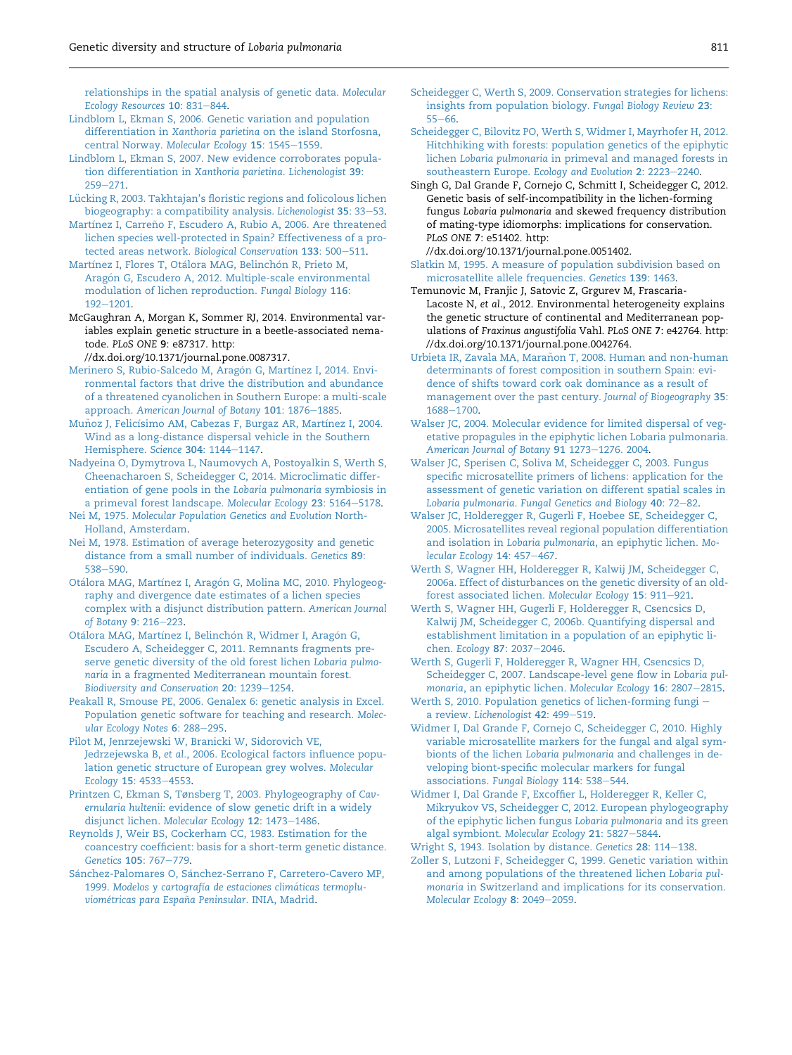relationships in the spatial analysis of genetic data. *Molecular Ecology Resources* **10**: 831–844.

Lindblom L, Ekman S, 2006. Genetic variation and population differentiation in *Xanthoria parietina* on the island Storfosna, central Norway. *Molecular Ecology* **15**: 1545–1559.

Lindblom L, Ekman S, 2007. New evidence corroborates population differentiation in *Xanthoria parietina*. *Lichenologist* **39**: 259–271.

Lücking R, 2003. Takhtajan's floristic regions and folicolous lichen biogeography: a compatibility analysis. *Lichenologist* **35**: 33–53.

Martínez I, Carreño F, Escudero A, Rubio A, 2006. Are threatened lichen species well-protected in Spain? Effectiveness of a protected areas network. *Biological Conservation* **133**: 500–511.

Martínez I, Flores T, Otálora MAG, Belinchón R, Prieto M, Aragón G, Escudero A, 2012. Multiple-scale environmental modulation of lichen reproduction. *Fungal Biology* **116**: 192–1201.

McGaughran A, Morgan K, Sommer RJ, 2014. Environmental variables explain genetic structure in a beetle-associated nematode. *PLoS ONE* **9**: e87317. http://dx.doi.org/10.1371/journal.pone.0087317.

Merinero S, Rubio-Salcedo M, Aragón G, Martínez I, 2014. Environmental factors that drive the distribution and abundance of a threatened cyanolichen in Southern Europe: a multi-scale approach. *American Journal of Botany* **101**: 1876–1885.

Muñoz J, Felicísimo AM, Cabezas F, Burgaz AR, Martínez I, 2004. Wind as a long-distance dispersal vehicle in the Southern Hemisphere. *Science* **304**: 1144–1147.

Nadyeina O, Dymytrova L, Naumovych A, Postoyalkin S, Werth S, Cheenacharoen S, Scheidegger C, 2014. Microclimatic differentiation of gene pools in the *Lobaria pulmonaria* symbiosis in a primeval forest landscape. *Molecular Ecology* **23**: 5164–5178.

Nei M, 1975. *Molecular Population Genetics and Evolution* North-Holland, Amsterdam.

Nei M, 1978. Estimation of average heterozygosity and genetic distance from a small number of individuals. *Genetics* **89**: 538–590.

Otálora MAG, Martínez I, Aragón G, Molina MC, 2010. Phylogeography and divergence date estimates of a lichen species complex with a disjunct distribution pattern. *American Journal of Botany* **9**: 216–223.

Otálora MAG, Martínez I, Belinchón R, Widmer I, Aragón G, Escudero A, Scheidegger C, 2011. Remnants fragments preserve genetic diversity of the old forest lichen *Lobaria pulmonaria* in a fragmented Mediterranean mountain forest. *Biodiversity and Conservation* **20**: 1239–1254.

Peakall R, Smouse PE, 2006. Genalex 6: genetic analysis in Excel. Population genetic software for teaching and research. *Molecular Ecology Notes* **6**: 288–295.

Pilot M, Jenrzejewski W, Branicki W, Sidorovich VE, Jedrzejewska B, *et al.*, 2006. Ecological factors influence population genetic structure of European grey wolves. *Molecular Ecology* **15**: 4533–4553.

Printzen C, Ekman S, Tønsberg T, 2003. Phylogeography of *Cavernularia hultenii*: evidence of slow genetic drift in a widely disjunct lichen. *Molecular Ecology* **12**: 1473–1486.

Reynolds J, Weir BS, Cockerham CC, 1983. Estimation for the coancestry coefficient: basis for a short-term genetic distance. *Genetics* **105**: 767–779.

Sánchez-Palomares O, Sánchez-Serrano F, Carretero-Cavero MP, 1999. *Modelos y cartografía de estaciones climáticas termopluviométricas para España Peninsular*. INIA, Madrid.

Scheidegger C, Werth S, 2009. Conservation strategies for lichens: insights from population biology. *Fungal Biology Review* **23**: 55–66.

Scheidegger C, Bilovitz PO, Werth S, Widmer I, Mayrhofer H, 2012. Hitchhiking with forests: population genetics of the epiphytic lichen *Lobaria pulmonaria* in primeval and managed forests in southeastern Europe. *Ecology and Evolution* **2**: 2223–2240.

Singh G, Dal Grande F, Cornejo C, Schmitt I, Scheidegger C, 2012. Genetic basis of self-incompatibility in the lichen-forming fungus *Lobaria pulmonaria* and skewed frequency distribution of mating-type idiomorphs: implications for conservation. *PLoS ONE* **7**: e51402. http://dx.doi.org/10.1371/journal.pone.0051402.

Slatkin M, 1995. A measure of population subdivision based on microsatellite allele frequencies. *Genetics* **139**: 1463.

Temunovic M, Franjic J, Satovic Z, Grgurev M, Frascaria-Lacoste N, *et al.*, 2012. Environmental heterogeneity explains the genetic structure of continental and Mediterranean populations of *Fraxinus angustifolia* Vahl. *PLoS ONE* **7**: e42764. http://dx.doi.org/10.1371/journal.pone.0042764.

Urbieta IR, Zavala MA, Marañon T, 2008. Human and non-human determinants of forest composition in southern Spain: evidence of shifts toward cork oak dominance as a result of management over the past century. *Journal of Biogeography* **35**: 1688–1700.

Walser JC, 2004. Molecular evidence for limited dispersal of vegetative propagules in the epiphytic lichen Lobaria pulmonaria. *American Journal of Botany* **91** 1273–1276. 2004.

Walser JC, Sperisen C, Soliva M, Scheidegger C, 2003. Fungus specific microsatellite primers of lichens: application for the assessment of genetic variation on different spatial scales in *Lobaria pulmonaria*. *Fungal Genetics and Biology* **40**: 72–82.

Walser JC, Holderegger R, Gugerli F, Hoebee SE, Scheidegger C, 2005. Microsatellites reveal regional population differentiation and isolation in *Lobaria pulmonaria*, an epiphytic lichen. *Molecular Ecology* **14**: 457–467.

Werth S, Wagner HH, Holderegger R, Kalwij JM, Scheidegger C, 2006a. Effect of disturbances on the genetic diversity of an old-forest associated lichen. *Molecular Ecology* **15**: 911–921.

Werth S, Wagner HH, Gugerli F, Holderegger R, Csencsics D, Kalwij JM, Scheidegger C, 2006b. Quantifying dispersal and establishment limitation in a population of an epiphytic lichen. *Ecology* **87**: 2037–2046.

Werth S, Gugerli F, Holderegger R, Wagner HH, Csencsics D, Scheidegger C, 2007. Landscape-level gene flow in *Lobaria pulmonaria*, an epiphytic lichen. *Molecular Ecology* **16**: 2807–2815.

Werth S, 2010. Population genetics of lichen-forming fungi – a review. *Lichenologist* **42**: 499–519.

Widmer I, Dal Grande F, Cornejo C, Scheidegger C, 2010. Highly variable microsatellite markers for the fungal and algal symbionts of the lichen *Lobaria pulmonaria* and challenges in developing biont-specific molecular markers for fungal associations. *Fungal Biology* **114**: 538–544.

Widmer I, Dal Grande F, Excoffier L, Holderegger R, Keller C, Mikryukov VS, Scheidegger C, 2012. European phylogeography of the epiphytic lichen fungus *Lobaria pulmonaria* and its green algal symbiont. *Molecular Ecology* **21**: 5827–5844.

Wright S, 1943. Isolation by distance. *Genetics* **28**: 114–138.

Zoller S, Lutzoni F, Scheidegger C, 1999. Genetic variation within and among populations of the threatened lichen *Lobaria pulmonaria* in Switzerland and implications for its conservation. *Molecular Ecology* **8**: 2049–2059.